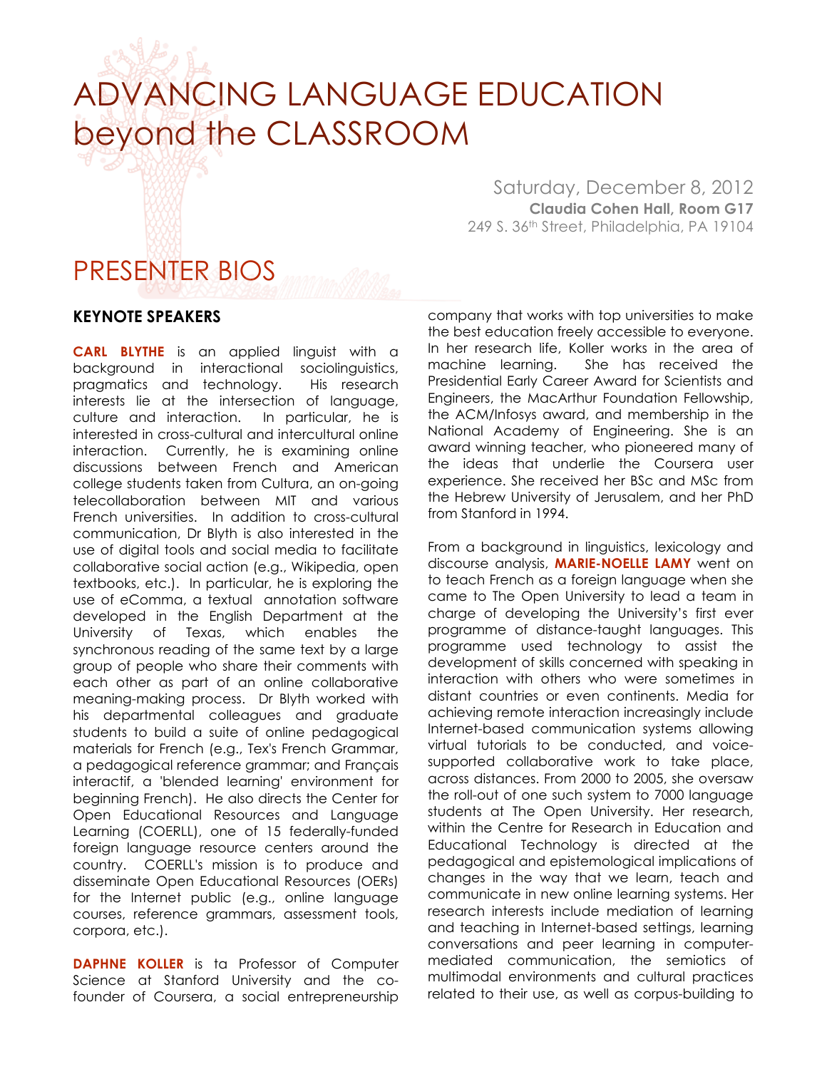# ADVANCING LANGUAGE EDUCATION beyond the CLASSROOM

Saturday, December 8, 2012
**Claudia Cohen Hall, Room G17**
249 S. 36th Street, Philadelphia, PA 19104

# PRESENTER BIOS

## KEYNOTE SPEAKERS

**CARL BLYTHE** is an applied linguist with a background in interactional sociolinguistics, pragmatics and technology. His research interests lie at the intersection of language, culture and interaction. In particular, he is interested in cross-cultural and intercultural online interaction. Currently, he is examining online discussions between French and American college students taken from Cultura, an on-going telecollaboration between MIT and various French universities. In addition to cross-cultural communication, Dr Blyth is also interested in the use of digital tools and social media to facilitate collaborative social action (e.g., Wikipedia, open textbooks, etc.). In particular, he is exploring the use of eComma, a textual annotation software developed in the English Department at the University of Texas, which enables the synchronous reading of the same text by a large group of people who share their comments with each other as part of an online collaborative meaning-making process. Dr Blyth worked with his departmental colleagues and graduate students to build a suite of online pedagogical materials for French (e.g., Tex's French Grammar, a pedagogical reference grammar; and Français interactif, a 'blended learning' environment for beginning French). He also directs the Center for Open Educational Resources and Language Learning (COERLL), one of 15 federally-funded foreign language resource centers around the country. COERLL's mission is to produce and disseminate Open Educational Resources (OERs) for the Internet public (e.g., online language courses, reference grammars, assessment tools, corpora, etc.).

**DAPHNE KOLLER** is ta Professor of Computer Science at Stanford University and the co-founder of Coursera, a social entrepreneurship company that works with top universities to make the best education freely accessible to everyone. In her research life, Koller works in the area of machine learning. She has received the Presidential Early Career Award for Scientists and Engineers, the MacArthur Foundation Fellowship, the ACM/Infosys award, and membership in the National Academy of Engineering. She is an award winning teacher, who pioneered many of the ideas that underlie the Coursera user experience. She received her BSc and MSc from the Hebrew University of Jerusalem, and her PhD from Stanford in 1994.

From a background in linguistics, lexicology and discourse analysis, **MARIE-NOELLE LAMY** went on to teach French as a foreign language when she came to The Open University to lead a team in charge of developing the University's first ever programme of distance-taught languages. This programme used technology to assist the development of skills concerned with speaking in interaction with others who were sometimes in distant countries or even continents. Media for achieving remote interaction increasingly include Internet-based communication systems allowing virtual tutorials to be conducted, and voice-supported collaborative work to take place, across distances. From 2000 to 2005, she oversaw the roll-out of one such system to 7000 language students at The Open University. Her research, within the Centre for Research in Education and Educational Technology is directed at the pedagogical and epistemological implications of changes in the way that we learn, teach and communicate in new online learning systems. Her research interests include mediation of learning and teaching in Internet-based settings, learning conversations and peer learning in computer-mediated communication, the semiotics of multimodal environments and cultural practices related to their use, as well as corpus-building to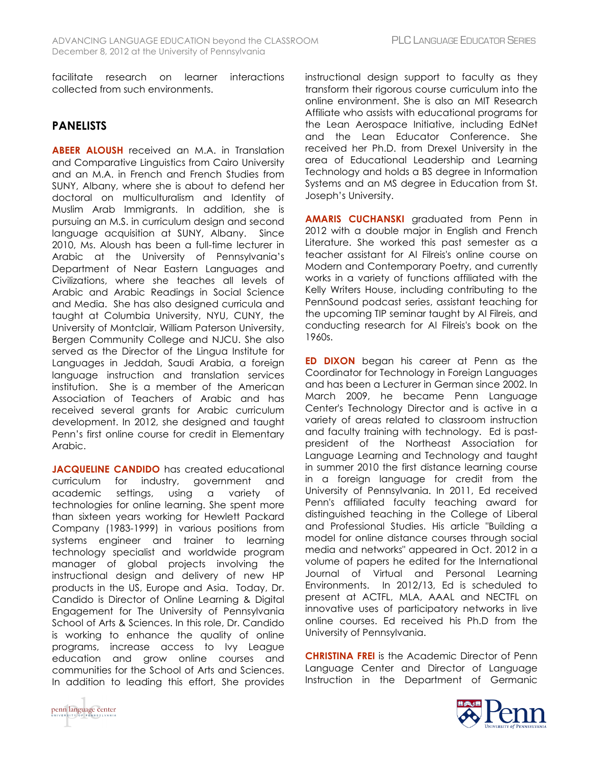facilitate research on learner interactions collected from such environments.

## PANELISTS

**ABEER ALOUSH** received an M.A. in Translation and Comparative Linguistics from Cairo University and an M.A. in French and French Studies from SUNY, Albany, where she is about to defend her doctoral on multiculturalism and Identity of Muslim Arab Immigrants. In addition, she is pursuing an M.S. in curriculum design and second language acquisition at SUNY, Albany. Since 2010, Ms. Aloush has been a full-time lecturer in Arabic at the University of Pennsylvania's Department of Near Eastern Languages and Civilizations, where she teaches all levels of Arabic and Arabic Readings in Social Science and Media. She has also designed curricula and taught at Columbia University, NYU, CUNY, the University of Montclair, William Paterson University, Bergen Community College and NJCU. She also served as the Director of the Lingua Institute for Languages in Jeddah, Saudi Arabia, a foreign language instruction and translation services institution. She is a member of the American Association of Teachers of Arabic and has received several grants for Arabic curriculum development. In 2012, she designed and taught Penn's first online course for credit in Elementary Arabic.

**JACQUELINE CANDIDO** has created educational curriculum for industry, government and academic settings, using a variety of technologies for online learning. She spent more than sixteen years working for Hewlett Packard Company (1983-1999) in various positions from systems engineer and trainer to learning technology specialist and worldwide program manager of global projects involving the instructional design and delivery of new HP products in the US, Europe and Asia. Today, Dr. Candido is Director of Online Learning & Digital Engagement for The University of Pennsylvania School of Arts & Sciences. In this role, Dr. Candido is working to enhance the quality of online programs, increase access to Ivy League education and grow online courses and communities for the School of Arts and Sciences. In addition to leading this effort, She provides instructional design support to faculty as they transform their rigorous course curriculum into the online environment. She is also an MIT Research Affiliate who assists with educational programs for the Lean Aerospace Initiative, including EdNet and the Lean Educator Conference. She received her Ph.D. from Drexel University in the area of Educational Leadership and Learning Technology and holds a BS degree in Information Systems and an MS degree in Education from St. Joseph's University.

**AMARIS CUCHANSKI** graduated from Penn in 2012 with a double major in English and French Literature. She worked this past semester as a teacher assistant for Al Filreis's online course on Modern and Contemporary Poetry, and currently works in a variety of functions affiliated with the Kelly Writers House, including contributing to the PennSound podcast series, assistant teaching for the upcoming TIP seminar taught by Al Filreis, and conducting research for Al Filreis's book on the 1960s.

**ED DIXON** began his career at Penn as the Coordinator for Technology in Foreign Languages and has been a Lecturer in German since 2002. In March 2009, he became Penn Language Center's Technology Director and is active in a variety of areas related to classroom instruction and faculty training with technology. Ed is past-president of the Northeast Association for Language Learning and Technology and taught in summer 2010 the first distance learning course in a foreign language for credit from the University of Pennsylvania. In 2011, Ed received Penn's affiliated faculty teaching award for distinguished teaching in the College of Liberal and Professional Studies. His article "Building a model for online distance courses through social media and networks" appeared in Oct. 2012 in a volume of papers he edited for the International Journal of Virtual and Personal Learning Environments. In 2012/13, Ed is scheduled to present at ACTFL, MLA, AAAL and NECTFL on innovative uses of participatory networks in live online courses. Ed received his Ph.D from the University of Pennsylvania.

**CHRISTINA FREI** is the Academic Director of Penn Language Center and Director of Language Instruction in the Department of Germanic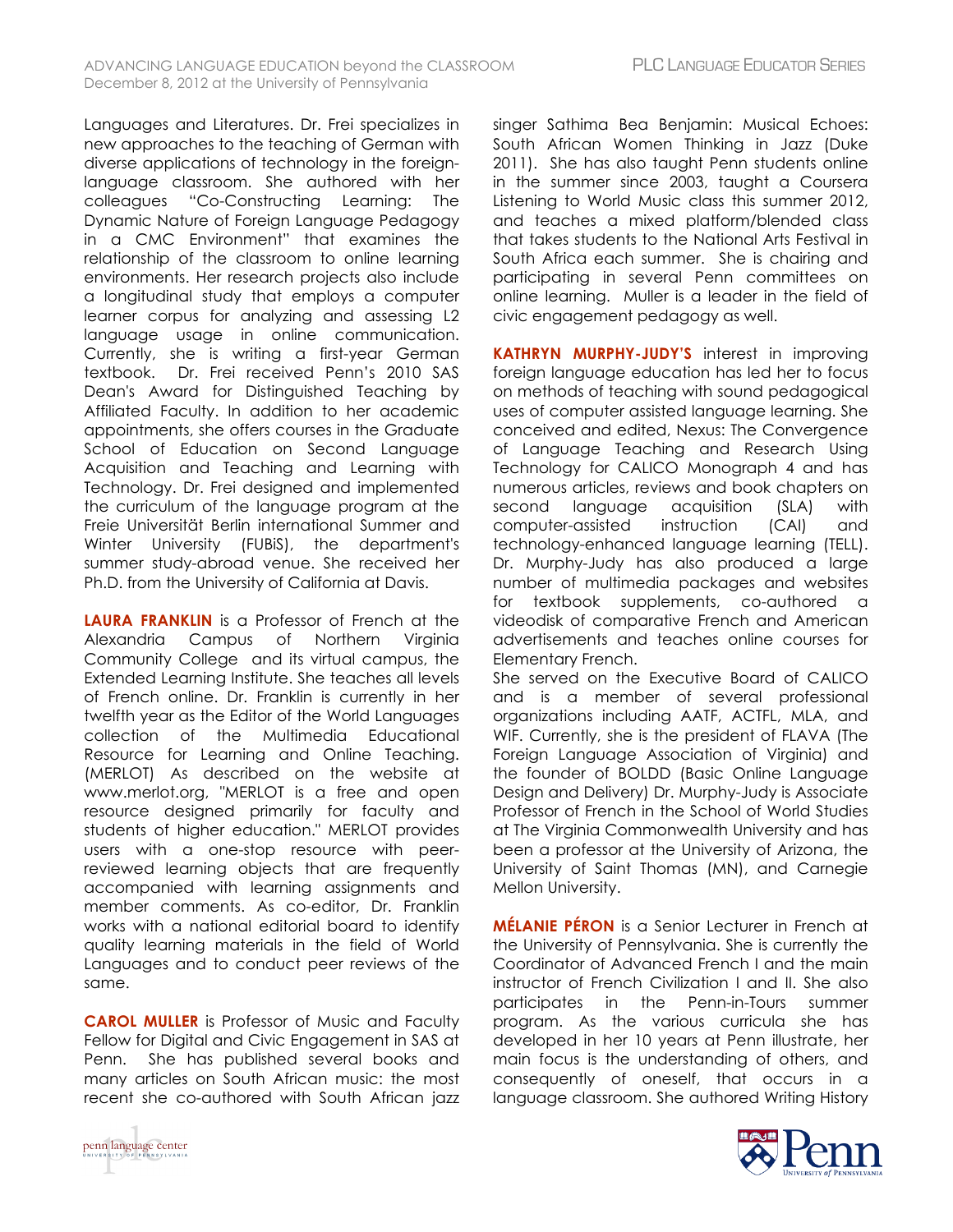Languages and Literatures. Dr. Frei specializes in new approaches to the teaching of German with diverse applications of technology in the foreign-language classroom. She authored with her colleagues "Co-Constructing Learning: The Dynamic Nature of Foreign Language Pedagogy in a CMC Environment" that examines the relationship of the classroom to online learning environments. Her research projects also include a longitudinal study that employs a computer learner corpus for analyzing and assessing L2 language usage in online communication. Currently, she is writing a first-year German textbook. Dr. Frei received Penn's 2010 SAS Dean's Award for Distinguished Teaching by Affiliated Faculty. In addition to her academic appointments, she offers courses in the Graduate School of Education on Second Language Acquisition and Teaching and Learning with Technology. Dr. Frei designed and implemented the curriculum of the language program at the Freie Universität Berlin international Summer and Winter University (FUBiS), the department's summer study-abroad venue. She received her Ph.D. from the University of California at Davis.

**LAURA FRANKLIN** is a Professor of French at the Alexandria Campus of Northern Virginia Community College and its virtual campus, the Extended Learning Institute. She teaches all levels of French online. Dr. Franklin is currently in her twelfth year as the Editor of the World Languages collection of the Multimedia Educational Resource for Learning and Online Teaching. (MERLOT) As described on the website at www.merlot.org, "MERLOT is a free and open resource designed primarily for faculty and students of higher education." MERLOT provides users with a one-stop resource with peer-reviewed learning objects that are frequently accompanied with learning assignments and member comments. As co-editor, Dr. Franklin works with a national editorial board to identify quality learning materials in the field of World Languages and to conduct peer reviews of the same.

**CAROL MULLER** is Professor of Music and Faculty Fellow for Digital and Civic Engagement in SAS at Penn. She has published several books and many articles on South African music: the most recent she co-authored with South African jazz singer Sathima Bea Benjamin: Musical Echoes: South African Women Thinking in Jazz (Duke 2011). She has also taught Penn students online in the summer since 2003, taught a Coursera Listening to World Music class this summer 2012, and teaches a mixed platform/blended class that takes students to the National Arts Festival in South Africa each summer. She is chairing and participating in several Penn committees on online learning. Muller is a leader in the field of civic engagement pedagogy as well.

**KATHRYN MURPHY-JUDY'S** interest in improving foreign language education has led her to focus on methods of teaching with sound pedagogical uses of computer assisted language learning. She conceived and edited, Nexus: The Convergence of Language Teaching and Research Using Technology for CALICO Monograph 4 and has numerous articles, reviews and book chapters on second language acquisition (SLA) with computer-assisted instruction (CAI) and technology-enhanced language learning (TELL). Dr. Murphy-Judy has also produced a large number of multimedia packages and websites for textbook supplements, co-authored a videodisk of comparative French and American advertisements and teaches online courses for Elementary French.
She served on the Executive Board of CALICO and is a member of several professional organizations including AATF, ACTFL, MLA, and WIF. Currently, she is the president of FLAVA (The Foreign Language Association of Virginia) and the founder of BOLDD (Basic Online Language Design and Delivery) Dr. Murphy-Judy is Associate Professor of French in the School of World Studies at The Virginia Commonwealth University and has been a professor at the University of Arizona, the University of Saint Thomas (MN), and Carnegie Mellon University.

**MÉLANIE PÉRON** is a Senior Lecturer in French at the University of Pennsylvania. She is currently the Coordinator of Advanced French I and the main instructor of French Civilization I and II. She also participates in the Penn-in-Tours summer program. As the various curricula she has developed in her 10 years at Penn illustrate, her main focus is the understanding of others, and consequently of oneself, that occurs in a language classroom. She authored Writing History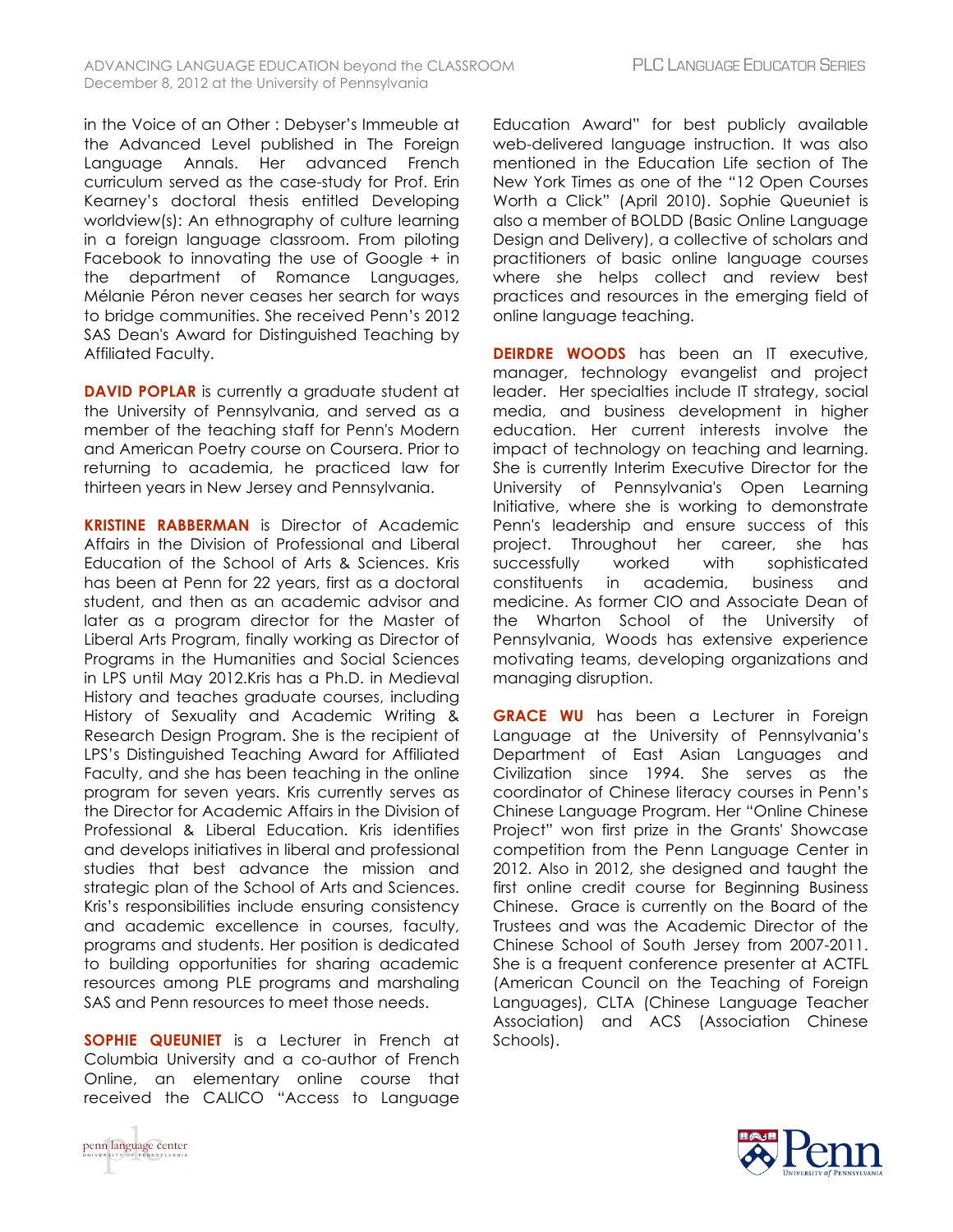in the Voice of an Other : Debyser's Immeuble at the Advanced Level published in The Foreign Language Annals. Her advanced French curriculum served as the case-study for Prof. Erin Kearney's doctoral thesis entitled Developing worldview(s): An ethnography of culture learning in a foreign language classroom. From piloting Facebook to innovating the use of Google + in the department of Romance Languages, Mélanie Péron never ceases her search for ways to bridge communities. She received Penn's 2012 SAS Dean's Award for Distinguished Teaching by Affiliated Faculty.

**DAVID POPLAR** is currently a graduate student at the University of Pennsylvania, and served as a member of the teaching staff for Penn's Modern and American Poetry course on Coursera. Prior to returning to academia, he practiced law for thirteen years in New Jersey and Pennsylvania.

**KRISTINE RABBERMAN** is Director of Academic Affairs in the Division of Professional and Liberal Education of the School of Arts & Sciences. Kris has been at Penn for 22 years, first as a doctoral student, and then as an academic advisor and later as a program director for the Master of Liberal Arts Program, finally working as Director of Programs in the Humanities and Social Sciences in LPS until May 2012.Kris has a Ph.D. in Medieval History and teaches graduate courses, including History of Sexuality and Academic Writing & Research Design Program. She is the recipient of LPS's Distinguished Teaching Award for Affiliated Faculty, and she has been teaching in the online program for seven years. Kris currently serves as the Director for Academic Affairs in the Division of Professional & Liberal Education. Kris identifies and develops initiatives in liberal and professional studies that best advance the mission and strategic plan of the School of Arts and Sciences. Kris's responsibilities include ensuring consistency and academic excellence in courses, faculty, programs and students. Her position is dedicated to building opportunities for sharing academic resources among PLE programs and marshaling SAS and Penn resources to meet those needs.

**SOPHIE QUEUNIET** is a Lecturer in French at Columbia University and a co-author of French Online, an elementary online course that received the CALICO "Access to Language Education Award" for best publicly available web-delivered language instruction. It was also mentioned in the Education Life section of The New York Times as one of the "12 Open Courses Worth a Click" (April 2010). Sophie Queuniet is also a member of BOLDD (Basic Online Language Design and Delivery), a collective of scholars and practitioners of basic online language courses where she helps collect and review best practices and resources in the emerging field of online language teaching.

**DEIRDRE WOODS** has been an IT executive, manager, technology evangelist and project leader. Her specialties include IT strategy, social media, and business development in higher education. Her current interests involve the impact of technology on teaching and learning. She is currently Interim Executive Director for the University of Pennsylvania's Open Learning Initiative, where she is working to demonstrate Penn's leadership and ensure success of this project. Throughout her career, she has successfully worked with sophisticated constituents in academia, business and medicine. As former CIO and Associate Dean of the Wharton School of the University of Pennsylvania, Woods has extensive experience motivating teams, developing organizations and managing disruption.

**GRACE WU** has been a Lecturer in Foreign Language at the University of Pennsylvania's Department of East Asian Languages and Civilization since 1994. She serves as the coordinator of Chinese literacy courses in Penn's Chinese Language Program. Her "Online Chinese Project" won first prize in the Grants' Showcase competition from the Penn Language Center in 2012. Also in 2012, she designed and taught the first online credit course for Beginning Business Chinese. Grace is currently on the Board of the Trustees and was the Academic Director of the Chinese School of South Jersey from 2007-2011. She is a frequent conference presenter at ACTFL (American Council on the Teaching of Foreign Languages), CLTA (Chinese Language Teacher Association) and ACS (Association Chinese Schools).